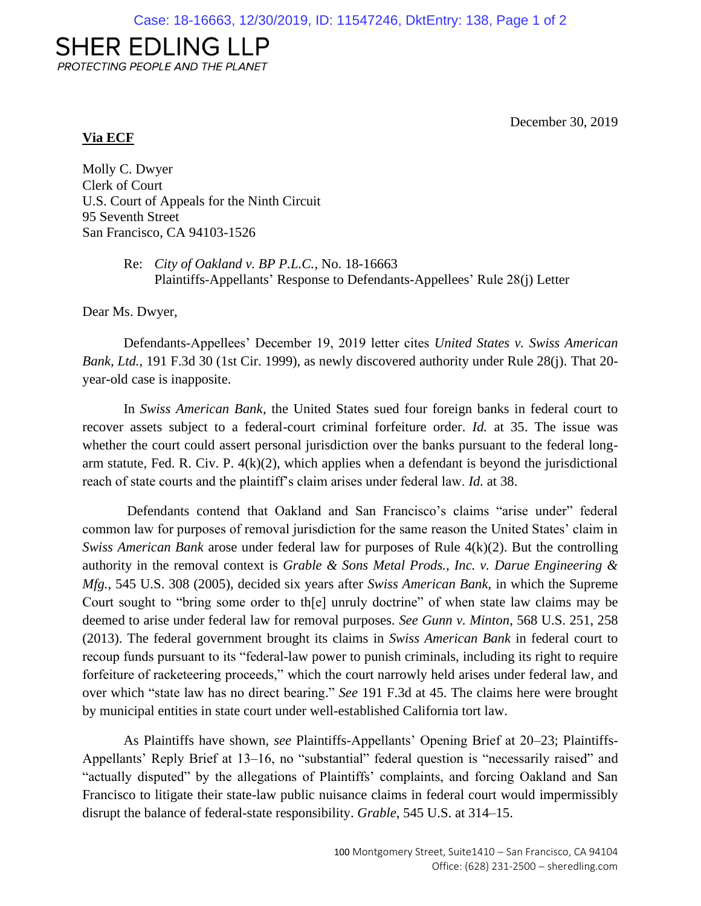# SHER EDLING LLP

*PROTECTING PEOPLE AND THE PLANET*

December 30, 2019

**Via ECF**

Molly C. Dwyer
Clerk of Court
U.S. Court of Appeals for the Ninth Circuit
95 Seventh Street
San Francisco, CA 94103-1526

Re: *City of Oakland v. BP P.L.C.*, No. 18-16663
Plaintiffs-Appellants' Response to Defendants-Appellees' Rule 28(j) Letter

Dear Ms. Dwyer,

Defendants-Appellees' December 19, 2019 letter cites *United States v. Swiss American Bank, Ltd.*, 191 F.3d 30 (1st Cir. 1999), as newly discovered authority under Rule 28(j). That 20-year-old case is inapposite.

In *Swiss American Bank*, the United States sued four foreign banks in federal court to recover assets subject to a federal-court criminal forfeiture order. *Id.* at 35. The issue was whether the court could assert personal jurisdiction over the banks pursuant to the federal long-arm statute, Fed. R. Civ. P. 4(k)(2), which applies when a defendant is beyond the jurisdictional reach of state courts and the plaintiff's claim arises under federal law. *Id.* at 38.

Defendants contend that Oakland and San Francisco's claims "arise under" federal common law for purposes of removal jurisdiction for the same reason the United States' claim in *Swiss American Bank* arose under federal law for purposes of Rule 4(k)(2). But the controlling authority in the removal context is *Grable & Sons Metal Prods., Inc. v. Darue Engineering & Mfg.*, 545 U.S. 308 (2005), decided six years after *Swiss American Bank*, in which the Supreme Court sought to "bring some order to th[e] unruly doctrine" of when state law claims may be deemed to arise under federal law for removal purposes. *See Gunn v. Minton*, 568 U.S. 251, 258 (2013). The federal government brought its claims in *Swiss American Bank* in federal court to recoup funds pursuant to its "federal-law power to punish criminals, including its right to require forfeiture of racketeering proceeds," which the court narrowly held arises under federal law, and over which "state law has no direct bearing." *See* 191 F.3d at 45. The claims here were brought by municipal entities in state court under well-established California tort law.

As Plaintiffs have shown, *see* Plaintiffs-Appellants' Opening Brief at 20–23; Plaintiffs-Appellants' Reply Brief at 13–16, no "substantial" federal question is "necessarily raised" and "actually disputed" by the allegations of Plaintiffs' complaints, and forcing Oakland and San Francisco to litigate their state-law public nuisance claims in federal court would impermissibly disrupt the balance of federal-state responsibility. *Grable*, 545 U.S. at 314–15.

100 Montgomery Street, Suite1410 – San Francisco, CA 94104
Office: (628) 231-2500 – sheredling.com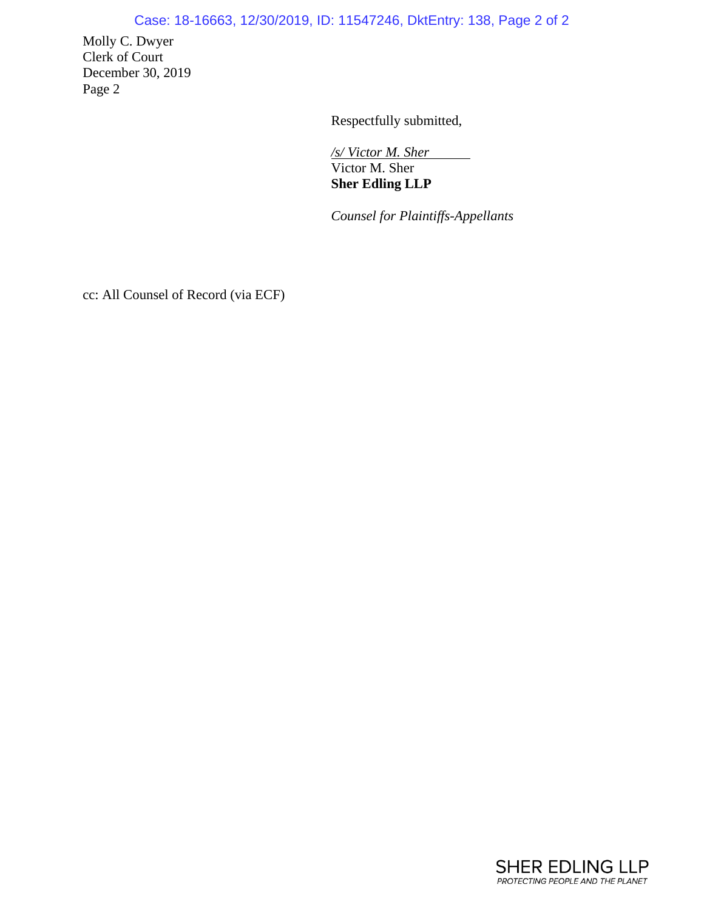Molly C. Dwyer
Clerk of Court
December 30, 2019
Page 2

Respectfully submitted,

*/s/ Victor M. Sher*
Victor M. Sher
**Sher Edling LLP**

*Counsel for Plaintiffs-Appellants*

cc: All Counsel of Record (via ECF)

SHER EDLING LLP
*PROTECTING PEOPLE AND THE PLANET*